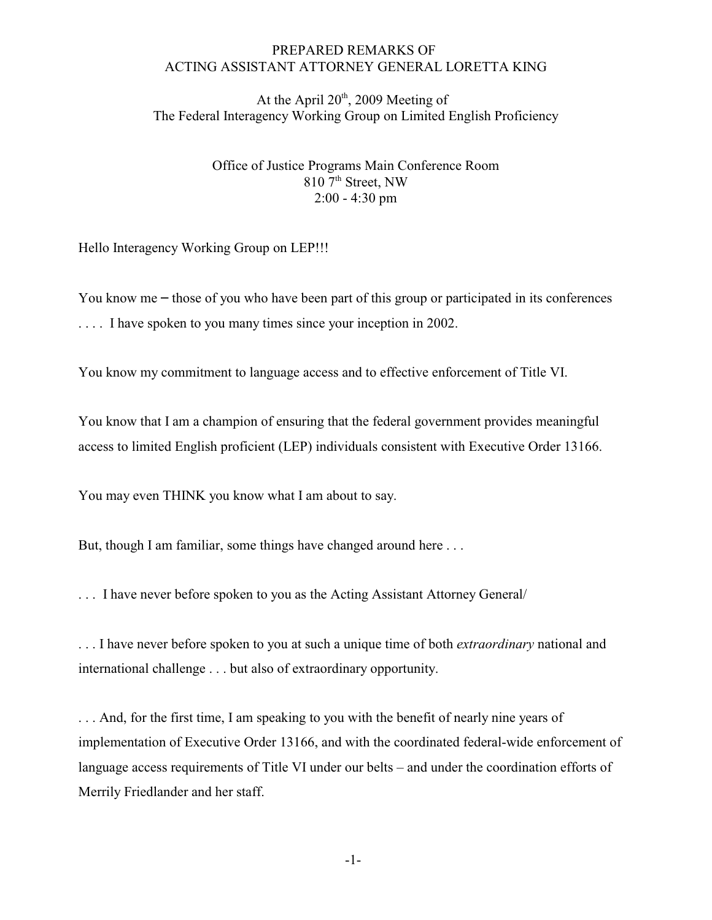PREPARED REMARKS OF
ACTING ASSISTANT ATTORNEY GENERAL LORETTA KING

At the April 20th, 2009 Meeting of
The Federal Interagency Working Group on Limited English Proficiency

Office of Justice Programs Main Conference Room
810 7th Street, NW
2:00 - 4:30 pm

Hello Interagency Working Group on LEP!!!

You know me – those of you who have been part of this group or participated in its conferences . . . . I have spoken to you many times since your inception in 2002.

You know my commitment to language access and to effective enforcement of Title VI.

You know that I am a champion of ensuring that the federal government provides meaningful access to limited English proficient (LEP) individuals consistent with Executive Order 13166.

You may even THINK you know what I am about to say.

But, though I am familiar, some things have changed around here . . .

. . . I have never before spoken to you as the Acting Assistant Attorney General/

. . . I have never before spoken to you at such a unique time of both *extraordinary* national and international challenge . . . but also of extraordinary opportunity.

. . . And, for the first time, I am speaking to you with the benefit of nearly nine years of implementation of Executive Order 13166, and with the coordinated federal-wide enforcement of language access requirements of Title VI under our belts – and under the coordination efforts of Merrily Friedlander and her staff.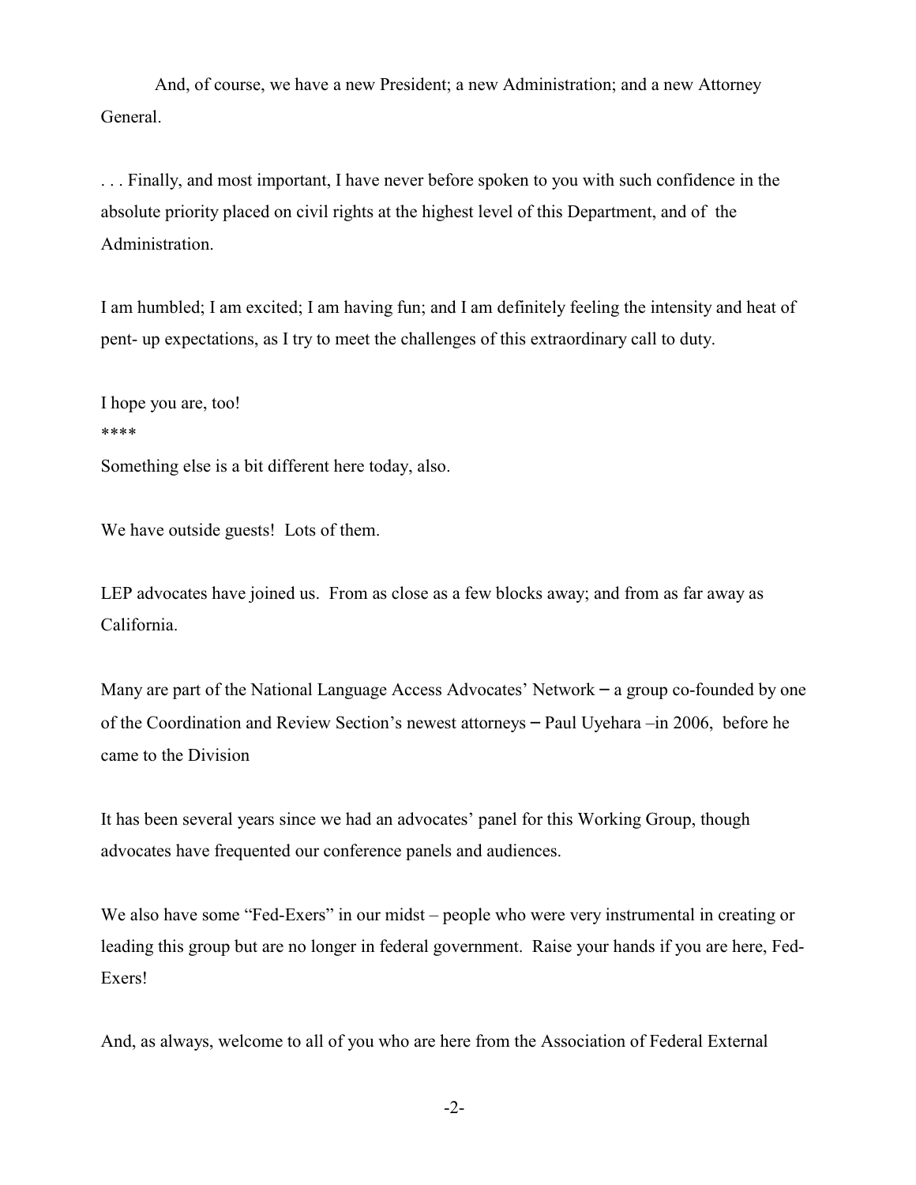And, of course, we have a new President; a new Administration; and a new Attorney General.

. . . Finally, and most important, I have never before spoken to you with such confidence in the absolute priority placed on civil rights at the highest level of this Department, and of the Administration.

I am humbled; I am excited; I am having fun; and I am definitely feeling the intensity and heat of pent- up expectations, as I try to meet the challenges of this extraordinary call to duty.

I hope you are, too!

****

Something else is a bit different here today, also.

We have outside guests! Lots of them.

LEP advocates have joined us. From as close as a few blocks away; and from as far away as California.

Many are part of the National Language Access Advocates' Network – a group co-founded by one of the Coordination and Review Section's newest attorneys – Paul Uyehara –in 2006, before he came to the Division

It has been several years since we had an advocates' panel for this Working Group, though advocates have frequented our conference panels and audiences.

We also have some "Fed-Exers" in our midst – people who were very instrumental in creating or leading this group but are no longer in federal government. Raise your hands if you are here, Fed-Exers!

And, as always, welcome to all of you who are here from the Association of Federal External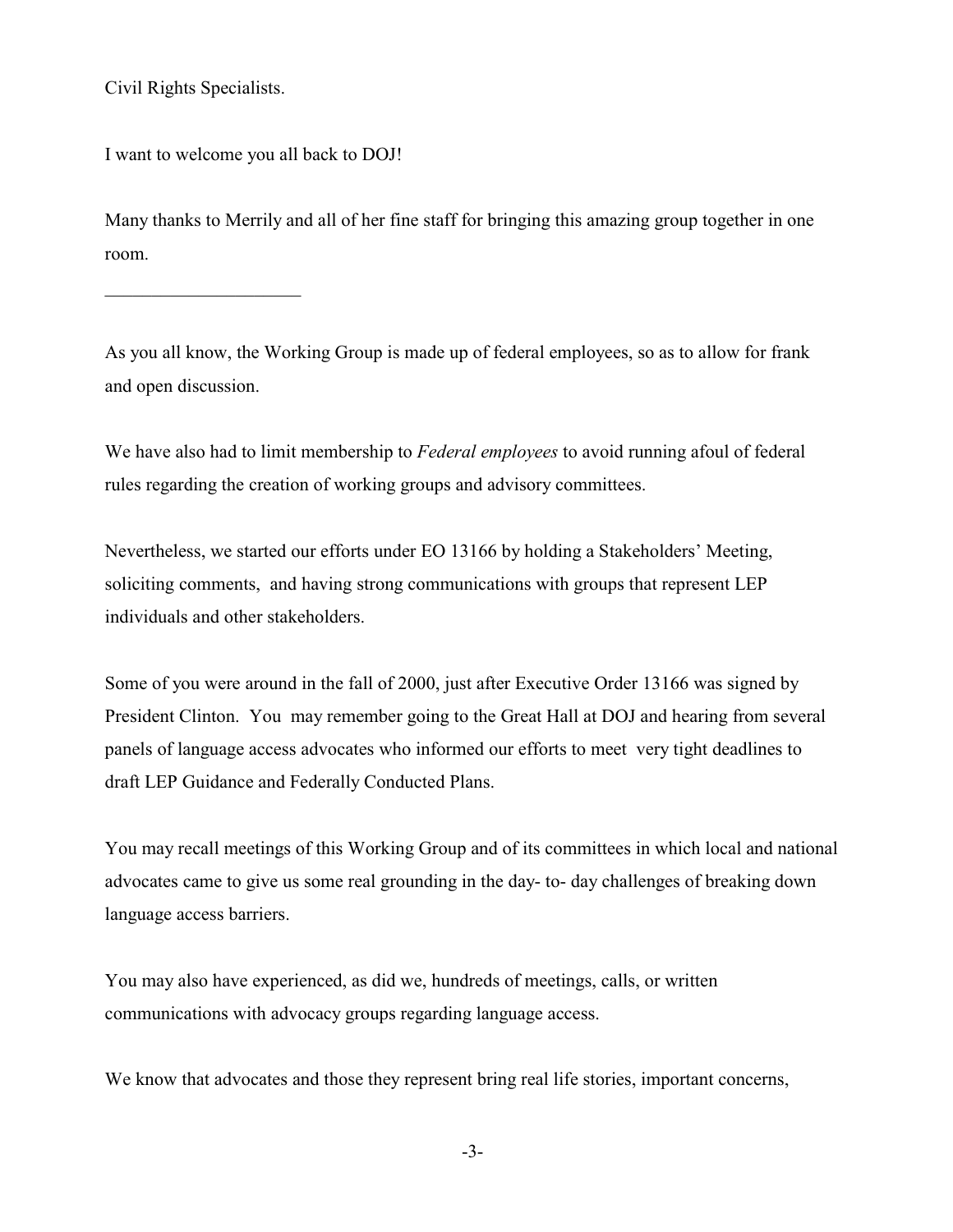Civil Rights Specialists.

I want to welcome you all back to DOJ!

Many thanks to Merrily and all of her fine staff for bringing this amazing group together in one room.

---

As you all know, the Working Group is made up of federal employees, so as to allow for frank and open discussion.

We have also had to limit membership to *Federal employees* to avoid running afoul of federal rules regarding the creation of working groups and advisory committees.

Nevertheless, we started our efforts under EO 13166 by holding a Stakeholders' Meeting, soliciting comments, and having strong communications with groups that represent LEP individuals and other stakeholders.

Some of you were around in the fall of 2000, just after Executive Order 13166 was signed by President Clinton. You may remember going to the Great Hall at DOJ and hearing from several panels of language access advocates who informed our efforts to meet very tight deadlines to draft LEP Guidance and Federally Conducted Plans.

You may recall meetings of this Working Group and of its committees in which local and national advocates came to give us some real grounding in the day- to- day challenges of breaking down language access barriers.

You may also have experienced, as did we, hundreds of meetings, calls, or written communications with advocacy groups regarding language access.

We know that advocates and those they represent bring real life stories, important concerns,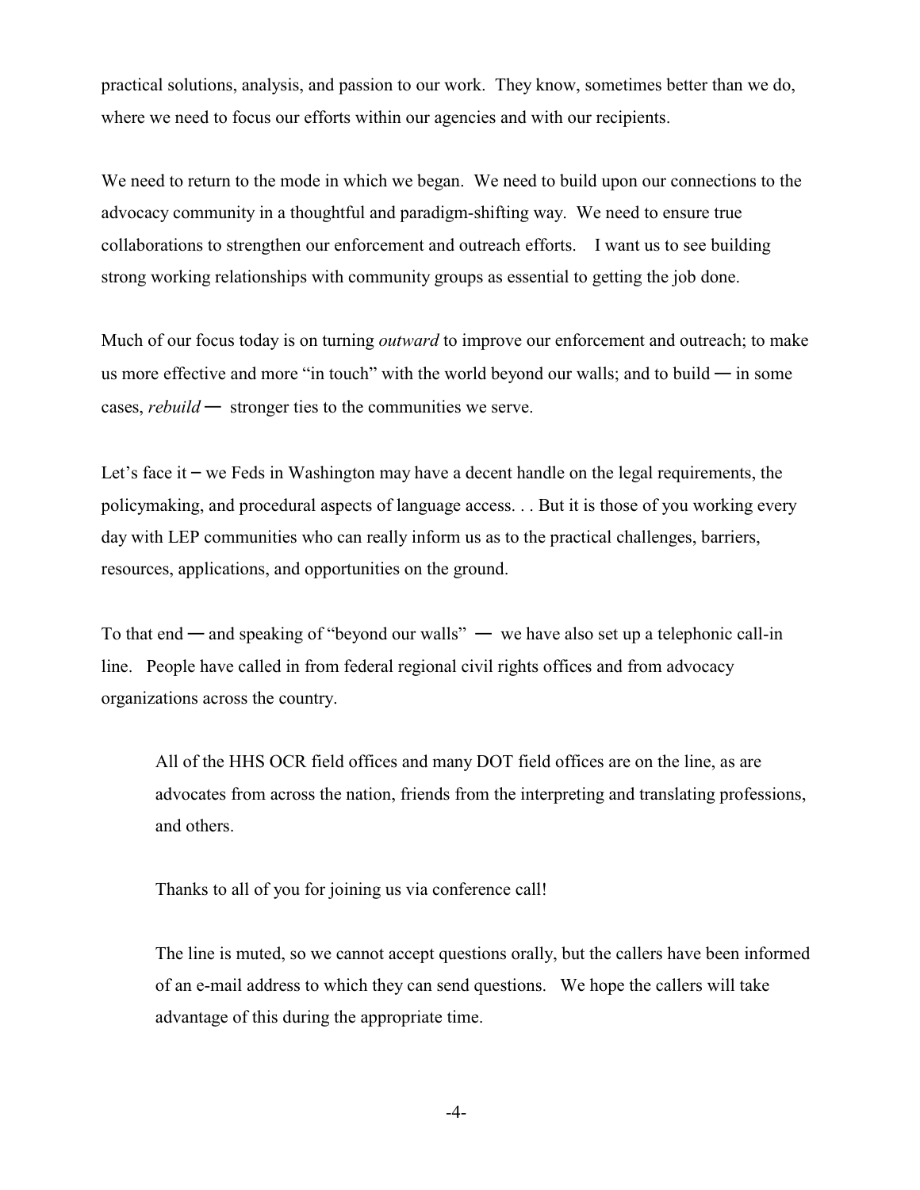practical solutions, analysis, and passion to our work. They know, sometimes better than we do, where we need to focus our efforts within our agencies and with our recipients.

We need to return to the mode in which we began. We need to build upon our connections to the advocacy community in a thoughtful and paradigm-shifting way. We need to ensure true collaborations to strengthen our enforcement and outreach efforts. I want us to see building strong working relationships with community groups as essential to getting the job done.

Much of our focus today is on turning *outward* to improve our enforcement and outreach; to make us more effective and more "in touch" with the world beyond our walls; and to build — in some cases, *rebuild* — stronger ties to the communities we serve.

Let's face it – we Feds in Washington may have a decent handle on the legal requirements, the policymaking, and procedural aspects of language access. . . But it is those of you working every day with LEP communities who can really inform us as to the practical challenges, barriers, resources, applications, and opportunities on the ground.

To that end — and speaking of "beyond our walls" — we have also set up a telephonic call-in line. People have called in from federal regional civil rights offices and from advocacy organizations across the country.

> All of the HHS OCR field offices and many DOT field offices are on the line, as are advocates from across the nation, friends from the interpreting and translating professions, and others.
>
> Thanks to all of you for joining us via conference call!
>
> The line is muted, so we cannot accept questions orally, but the callers have been informed of an e-mail address to which they can send questions. We hope the callers will take advantage of this during the appropriate time.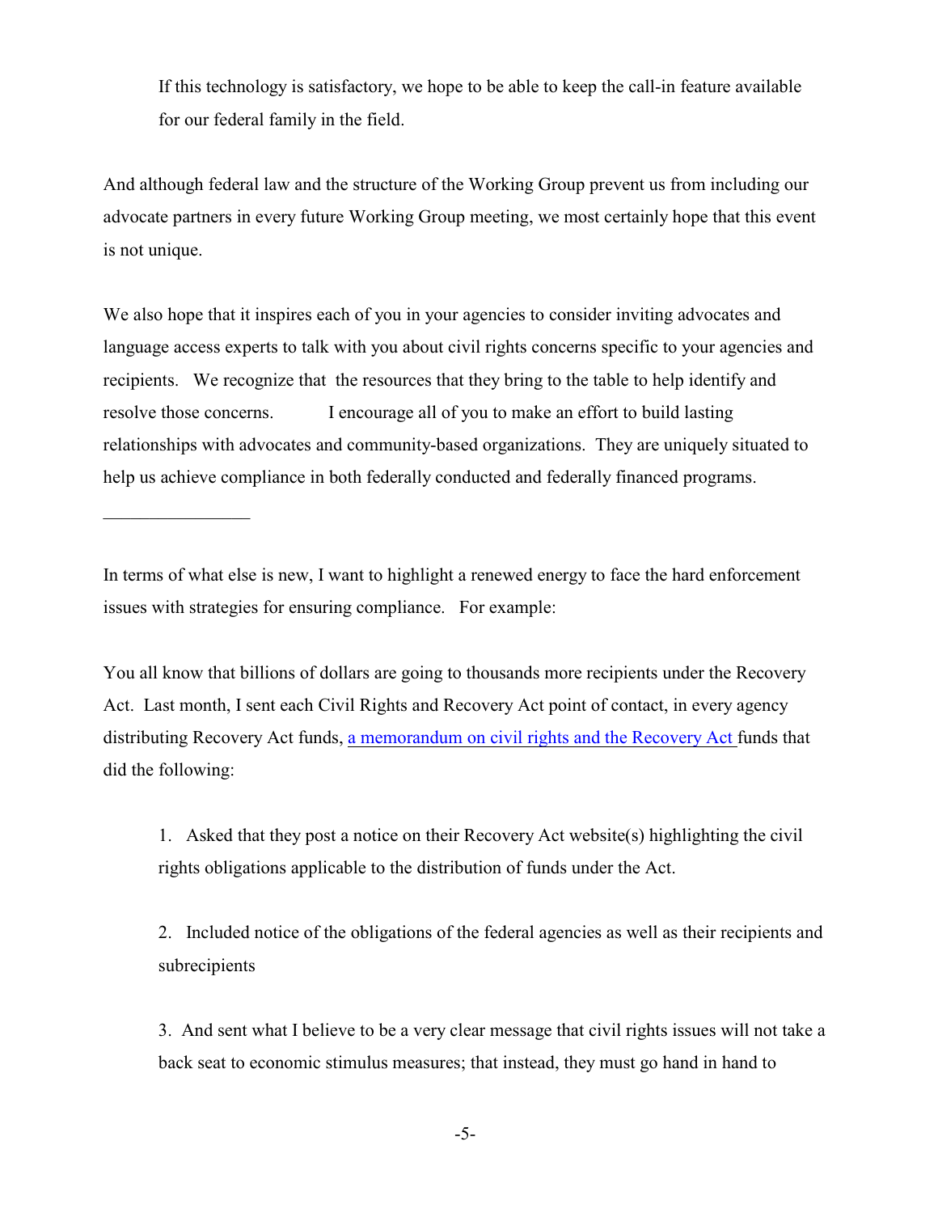If this technology is satisfactory, we hope to be able to keep the call-in feature available for our federal family in the field.

And although federal law and the structure of the Working Group prevent us from including our advocate partners in every future Working Group meeting, we most certainly hope that this event is not unique.

We also hope that it inspires each of you in your agencies to consider inviting advocates and language access experts to talk with you about civil rights concerns specific to your agencies and recipients. We recognize that the resources that they bring to the table to help identify and resolve those concerns. I encourage all of you to make an effort to build lasting relationships with advocates and community-based organizations. They are uniquely situated to help us achieve compliance in both federally conducted and federally financed programs.

---

In terms of what else is new, I want to highlight a renewed energy to face the hard enforcement issues with strategies for ensuring compliance. For example:

You all know that billions of dollars are going to thousands more recipients under the Recovery Act. Last month, I sent each Civil Rights and Recovery Act point of contact, in every agency distributing Recovery Act funds, a memorandum on civil rights and the Recovery Act funds that did the following:

1. Asked that they post a notice on their Recovery Act website(s) highlighting the civil rights obligations applicable to the distribution of funds under the Act.

2. Included notice of the obligations of the federal agencies as well as their recipients and subrecipients

3. And sent what I believe to be a very clear message that civil rights issues will not take a back seat to economic stimulus measures; that instead, they must go hand in hand to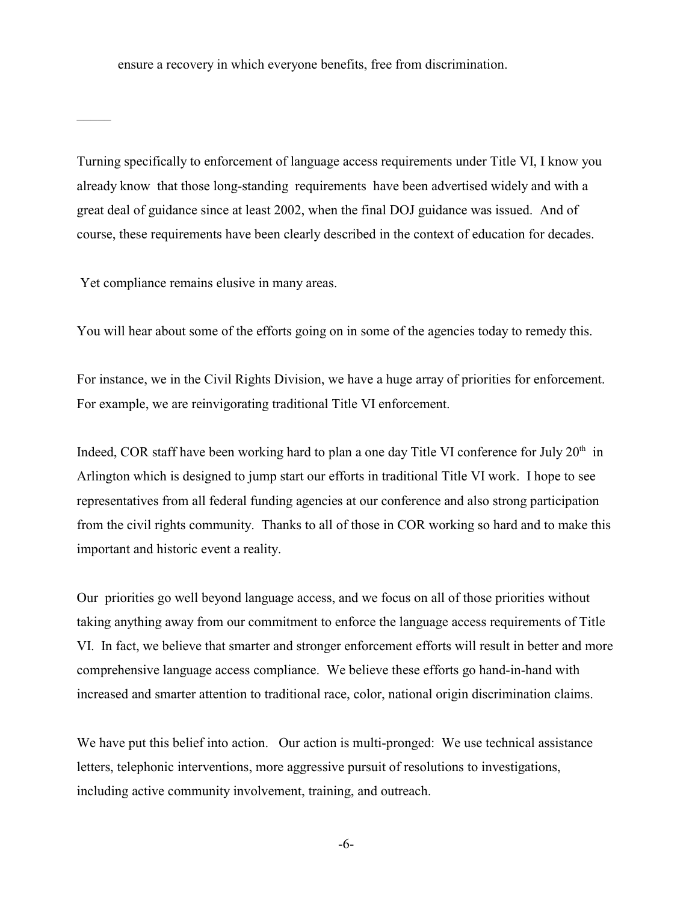ensure a recovery in which everyone benefits, free from discrimination.

_____

Turning specifically to enforcement of language access requirements under Title VI, I know you already know that those long-standing requirements have been advertised widely and with a great deal of guidance since at least 2002, when the final DOJ guidance was issued. And of course, these requirements have been clearly described in the context of education for decades.

Yet compliance remains elusive in many areas.

You will hear about some of the efforts going on in some of the agencies today to remedy this.

For instance, we in the Civil Rights Division, we have a huge array of priorities for enforcement. For example, we are reinvigorating traditional Title VI enforcement.

Indeed, COR staff have been working hard to plan a one day Title VI conference for July 20th in Arlington which is designed to jump start our efforts in traditional Title VI work. I hope to see representatives from all federal funding agencies at our conference and also strong participation from the civil rights community. Thanks to all of those in COR working so hard and to make this important and historic event a reality.

Our priorities go well beyond language access, and we focus on all of those priorities without taking anything away from our commitment to enforce the language access requirements of Title VI. In fact, we believe that smarter and stronger enforcement efforts will result in better and more comprehensive language access compliance. We believe these efforts go hand-in-hand with increased and smarter attention to traditional race, color, national origin discrimination claims.

We have put this belief into action. Our action is multi-pronged: We use technical assistance letters, telephonic interventions, more aggressive pursuit of resolutions to investigations, including active community involvement, training, and outreach.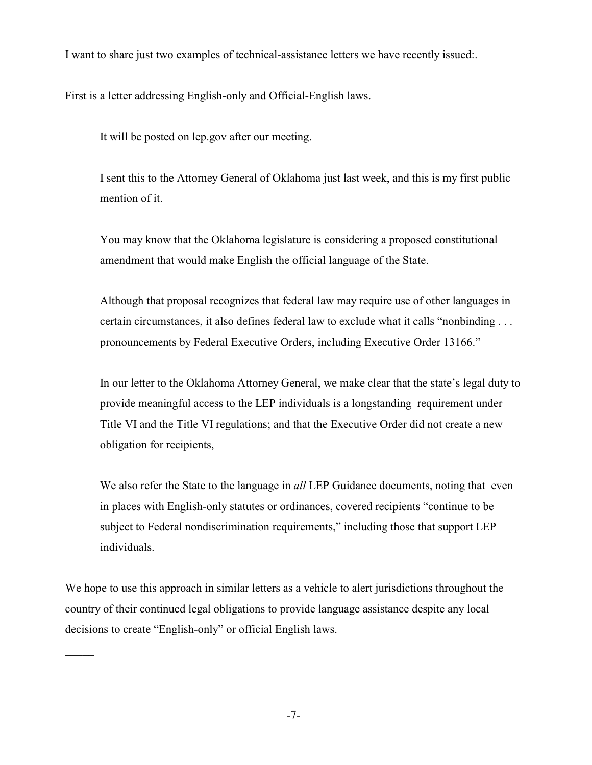I want to share just two examples of technical-assistance letters we have recently issued:.

First is a letter addressing English-only and Official-English laws.

> It will be posted on lep.gov after our meeting.
>
> I sent this to the Attorney General of Oklahoma just last week, and this is my first public mention of it.
>
> You may know that the Oklahoma legislature is considering a proposed constitutional amendment that would make English the official language of the State.
>
> Although that proposal recognizes that federal law may require use of other languages in certain circumstances, it also defines federal law to exclude what it calls "nonbinding . . . pronouncements by Federal Executive Orders, including Executive Order 13166."
>
> In our letter to the Oklahoma Attorney General, we make clear that the state's legal duty to provide meaningful access to the LEP individuals is a longstanding requirement under Title VI and the Title VI regulations; and that the Executive Order did not create a new obligation for recipients,
>
> We also refer the State to the language in *all* LEP Guidance documents, noting that even in places with English-only statutes or ordinances, covered recipients "continue to be subject to Federal nondiscrimination requirements," including those that support LEP individuals.

We hope to use this approach in similar letters as a vehicle to alert jurisdictions throughout the country of their continued legal obligations to provide language assistance despite any local decisions to create "English-only" or official English laws.

\_\_\_\_\_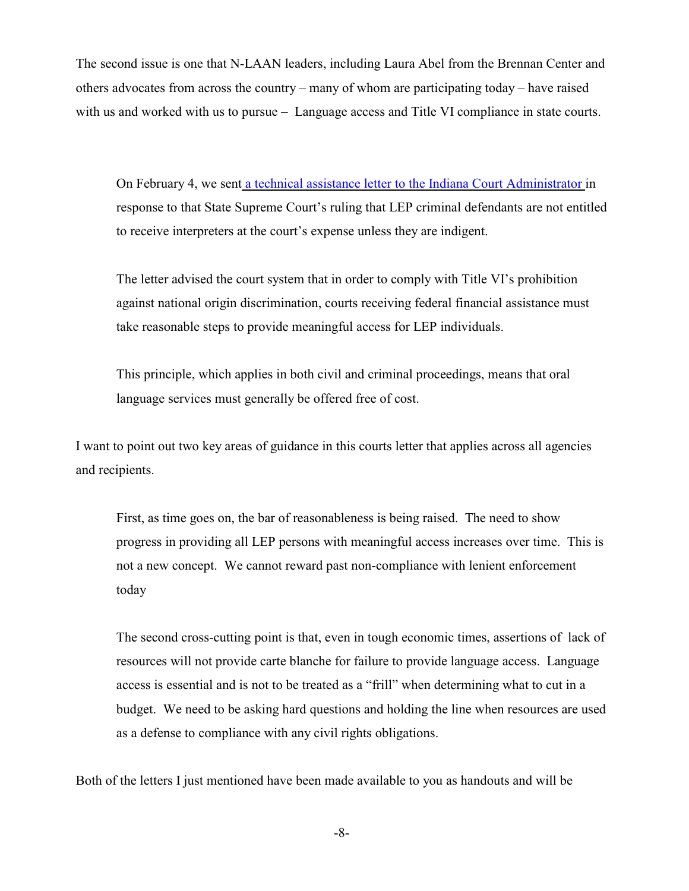The second issue is one that N-LAAN leaders, including Laura Abel from the Brennan Center and others advocates from across the country – many of whom are participating today – have raised with us and worked with us to pursue – Language access and Title VI compliance in state courts.

> On February 4, we sent a technical assistance letter to the Indiana Court Administrator in response to that State Supreme Court's ruling that LEP criminal defendants are not entitled to receive interpreters at the court's expense unless they are indigent.
>
> The letter advised the court system that in order to comply with Title VI's prohibition against national origin discrimination, courts receiving federal financial assistance must take reasonable steps to provide meaningful access for LEP individuals.
>
> This principle, which applies in both civil and criminal proceedings, means that oral language services must generally be offered free of cost.

I want to point out two key areas of guidance in this courts letter that applies across all agencies and recipients.

> First, as time goes on, the bar of reasonableness is being raised. The need to show progress in providing all LEP persons with meaningful access increases over time. This is not a new concept. We cannot reward past non-compliance with lenient enforcement today
>
> The second cross-cutting point is that, even in tough economic times, assertions of lack of resources will not provide carte blanche for failure to provide language access. Language access is essential and is not to be treated as a "frill" when determining what to cut in a budget. We need to be asking hard questions and holding the line when resources are used as a defense to compliance with any civil rights obligations.

Both of the letters I just mentioned have been made available to you as handouts and will be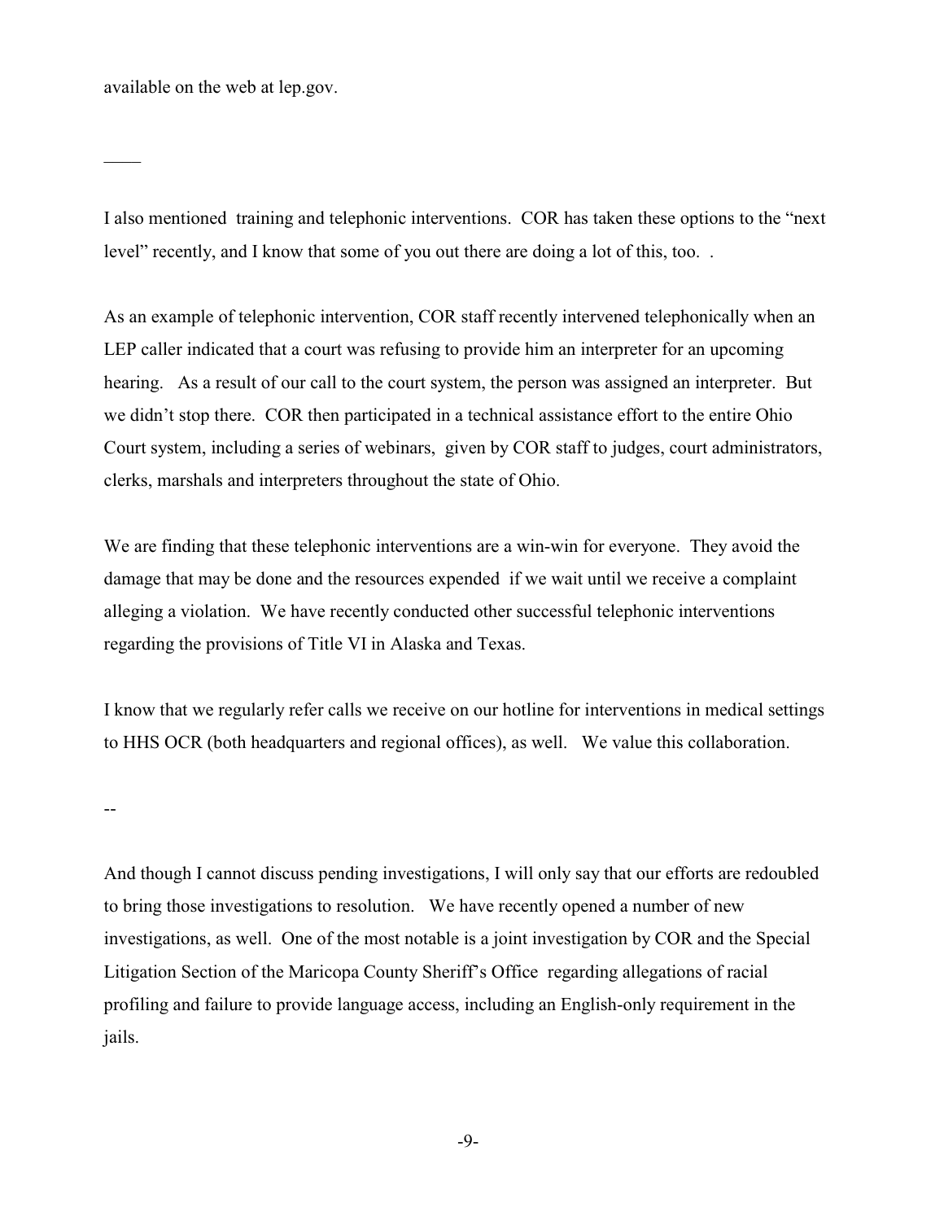available on the web at lep.gov.

____

I also mentioned training and telephonic interventions. COR has taken these options to the "next level" recently, and I know that some of you out there are doing a lot of this, too. .

As an example of telephonic intervention, COR staff recently intervened telephonically when an LEP caller indicated that a court was refusing to provide him an interpreter for an upcoming hearing. As a result of our call to the court system, the person was assigned an interpreter. But we didn't stop there. COR then participated in a technical assistance effort to the entire Ohio Court system, including a series of webinars, given by COR staff to judges, court administrators, clerks, marshals and interpreters throughout the state of Ohio.

We are finding that these telephonic interventions are a win-win for everyone. They avoid the damage that may be done and the resources expended if we wait until we receive a complaint alleging a violation. We have recently conducted other successful telephonic interventions regarding the provisions of Title VI in Alaska and Texas.

I know that we regularly refer calls we receive on our hotline for interventions in medical settings to HHS OCR (both headquarters and regional offices), as well. We value this collaboration.

--

And though I cannot discuss pending investigations, I will only say that our efforts are redoubled to bring those investigations to resolution. We have recently opened a number of new investigations, as well. One of the most notable is a joint investigation by COR and the Special Litigation Section of the Maricopa County Sheriff's Office regarding allegations of racial profiling and failure to provide language access, including an English-only requirement in the jails.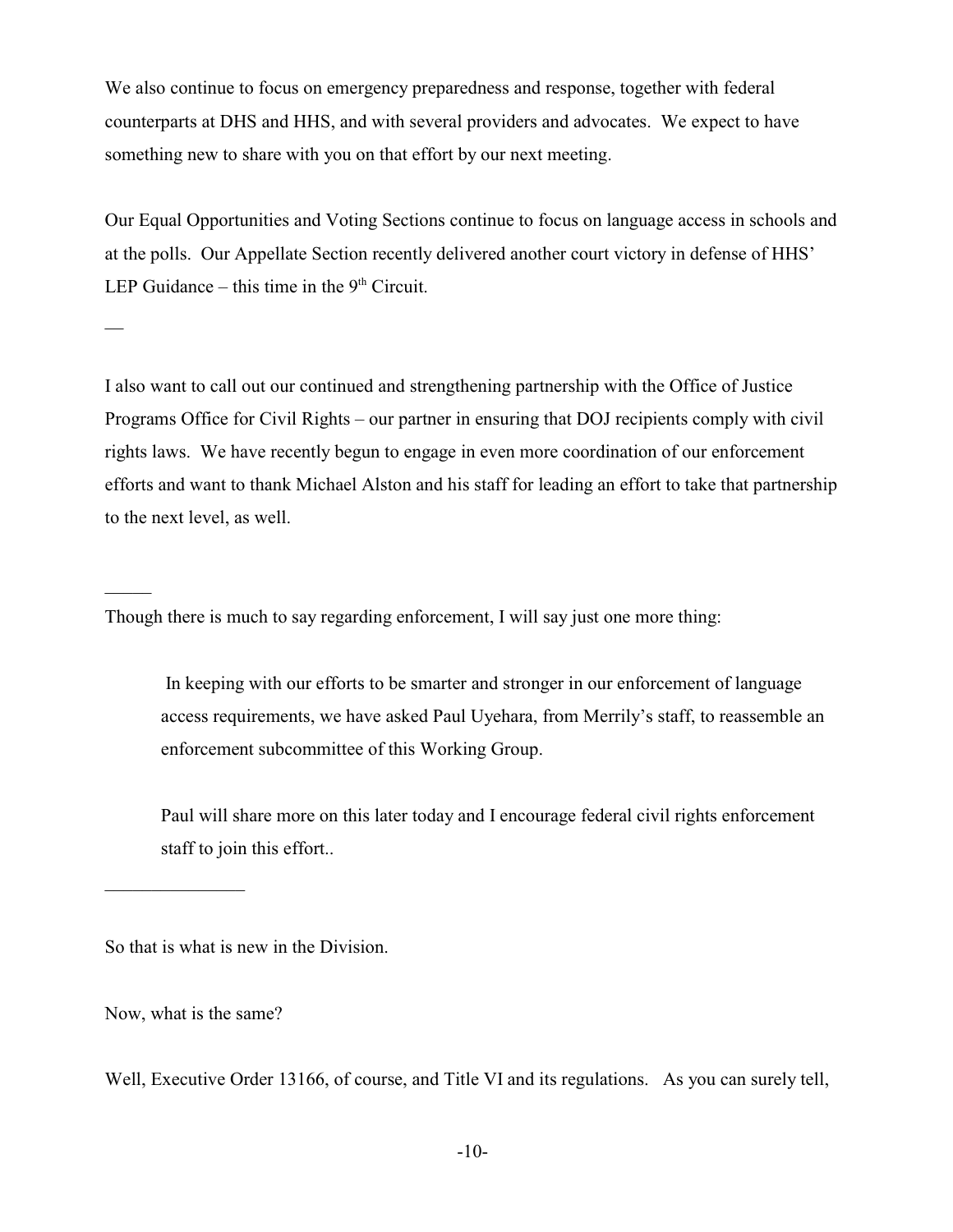We also continue to focus on emergency preparedness and response, together with federal counterparts at DHS and HHS, and with several providers and advocates. We expect to have something new to share with you on that effort by our next meeting.

Our Equal Opportunities and Voting Sections continue to focus on language access in schools and at the polls. Our Appellate Section recently delivered another court victory in defense of HHS' LEP Guidance – this time in the 9th Circuit.

—

I also want to call out our continued and strengthening partnership with the Office of Justice Programs Office for Civil Rights – our partner in ensuring that DOJ recipients comply with civil rights laws. We have recently begun to engage in even more coordination of our enforcement efforts and want to thank Michael Alston and his staff for leading an effort to take that partnership to the next level, as well.

_____

Though there is much to say regarding enforcement, I will say just one more thing:

> In keeping with our efforts to be smarter and stronger in our enforcement of language access requirements, we have asked Paul Uyehara, from Merrily's staff, to reassemble an enforcement subcommittee of this Working Group.
>
> Paul will share more on this later today and I encourage federal civil rights enforcement staff to join this effort..

_______________

So that is what is new in the Division.

Now, what is the same?

Well, Executive Order 13166, of course, and Title VI and its regulations. As you can surely tell,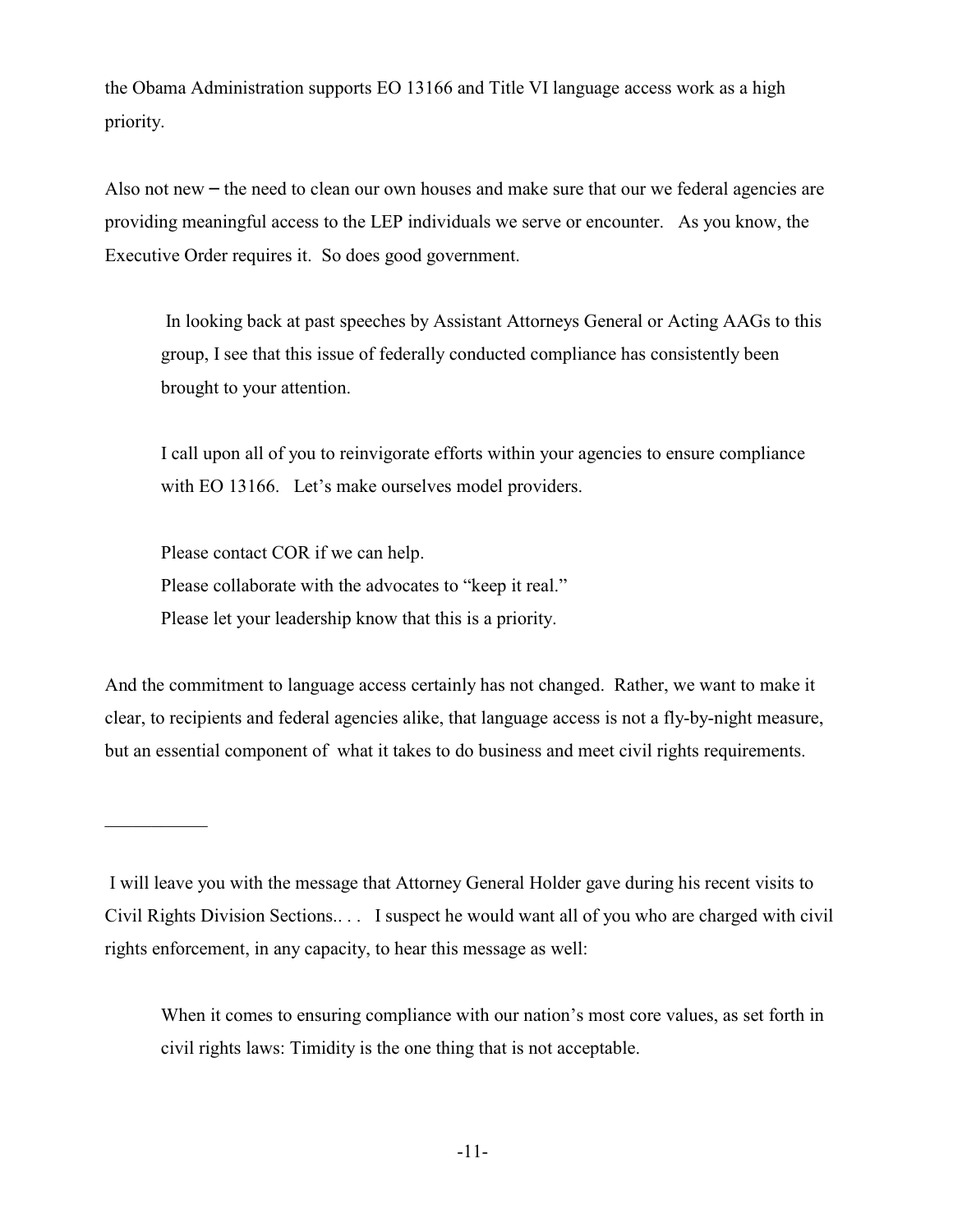the Obama Administration supports EO 13166 and Title VI language access work as a high priority.

Also not new – the need to clean our own houses and make sure that our we federal agencies are providing meaningful access to the LEP individuals we serve or encounter. As you know, the Executive Order requires it. So does good government.

> In looking back at past speeches by Assistant Attorneys General or Acting AAGs to this group, I see that this issue of federally conducted compliance has consistently been brought to your attention.
>
> I call upon all of you to reinvigorate efforts within your agencies to ensure compliance with EO 13166. Let's make ourselves model providers.
>
> Please contact COR if we can help.
> Please collaborate with the advocates to "keep it real."
> Please let your leadership know that this is a priority.

And the commitment to language access certainly has not changed. Rather, we want to make it clear, to recipients and federal agencies alike, that language access is not a fly-by-night measure, but an essential component of what it takes to do business and meet civil rights requirements.

---

I will leave you with the message that Attorney General Holder gave during his recent visits to Civil Rights Division Sections.. . . I suspect he would want all of you who are charged with civil rights enforcement, in any capacity, to hear this message as well:

> When it comes to ensuring compliance with our nation's most core values, as set forth in civil rights laws: Timidity is the one thing that is not acceptable.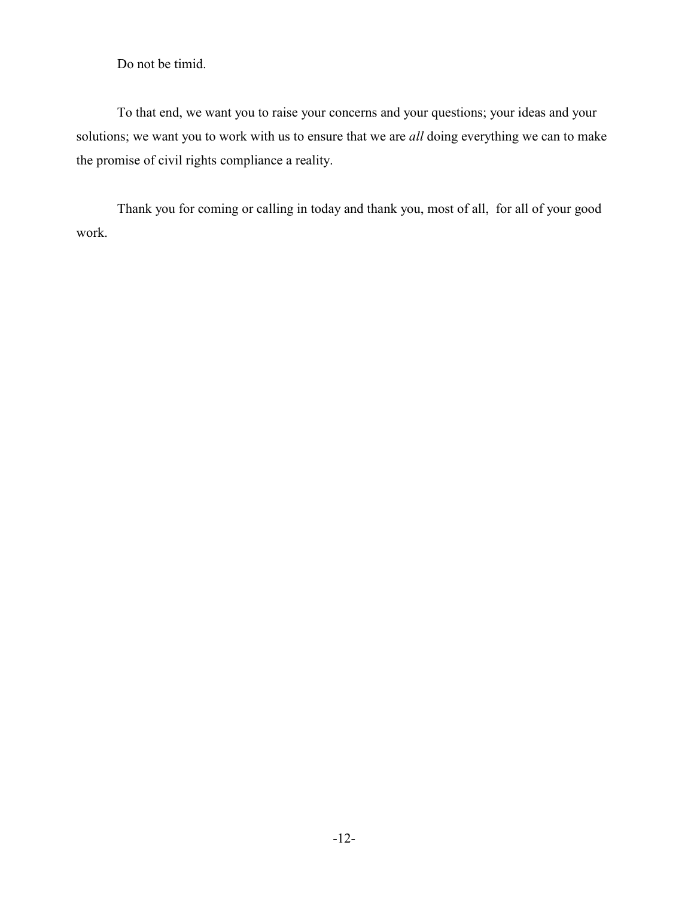Do not be timid.

To that end, we want you to raise your concerns and your questions; your ideas and your solutions; we want you to work with us to ensure that we are *all* doing everything we can to make the promise of civil rights compliance a reality.

Thank you for coming or calling in today and thank you, most of all, for all of your good work.